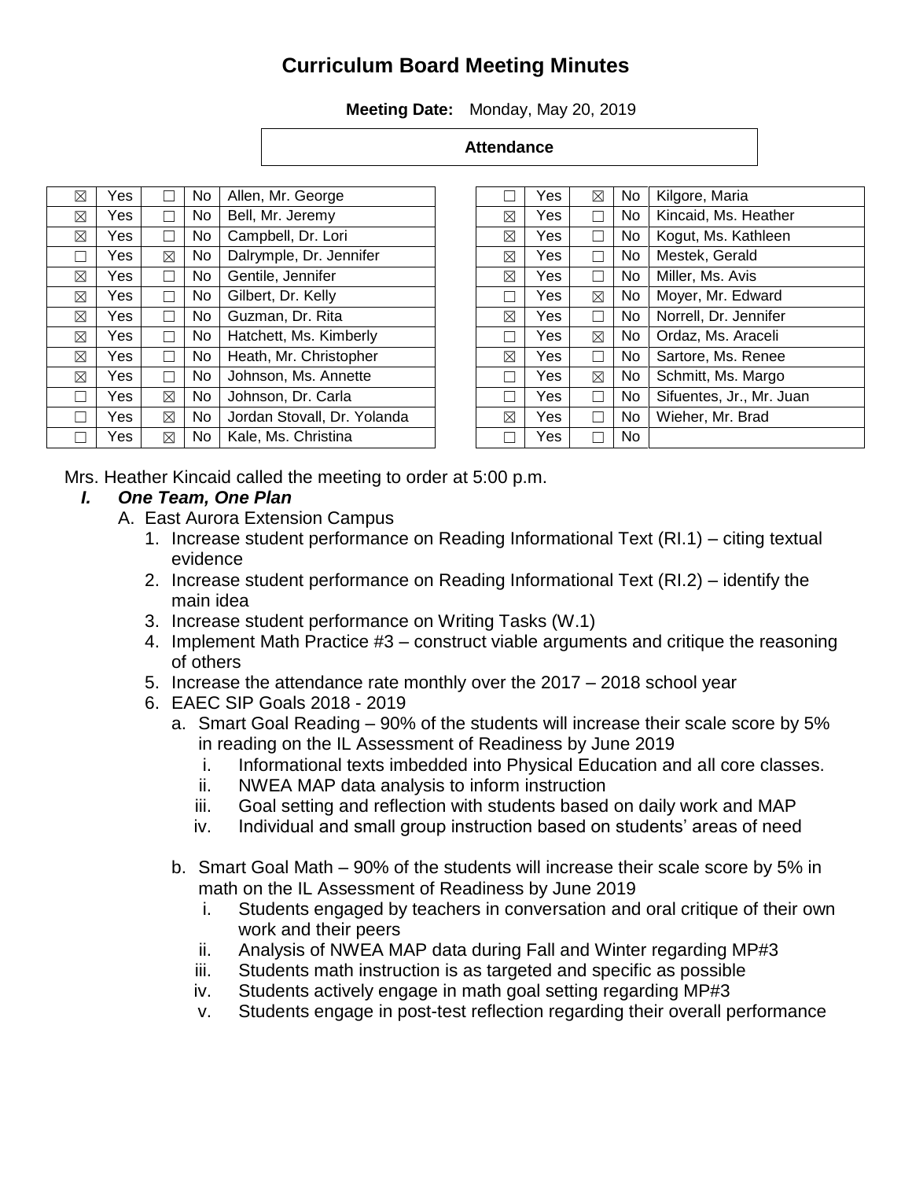# Curriculum Board Meeting Minutes

**Meeting Date:** Monday, May 20, 2019

**Attendance**

| | | | | |
|---|---|---|---|---|
| ☒ | Yes | ☐ | No | Allen, Mr. George |
| ☒ | Yes | ☐ | No | Bell, Mr. Jeremy |
| ☒ | Yes | ☐ | No | Campbell, Dr. Lori |
| ☐ | Yes | ☒ | No | Dalrymple, Dr. Jennifer |
| ☒ | Yes | ☐ | No | Gentile, Jennifer |
| ☒ | Yes | ☐ | No | Gilbert, Dr. Kelly |
| ☒ | Yes | ☐ | No | Guzman, Dr. Rita |
| ☒ | Yes | ☐ | No | Hatchett, Ms. Kimberly |
| ☒ | Yes | ☐ | No | Heath, Mr. Christopher |
| ☒ | Yes | ☐ | No | Johnson, Ms. Annette |
| ☐ | Yes | ☒ | No | Johnson, Dr. Carla |
| ☐ | Yes | ☒ | No | Jordan Stovall, Dr. Yolanda |
| ☐ | Yes | ☒ | No | Kale, Ms. Christina |

| | | | | |
|---|---|---|---|---|
| ☐ | Yes | ☒ | No | Kilgore, Maria |
| ☒ | Yes | ☐ | No | Kincaid, Ms. Heather |
| ☒ | Yes | ☐ | No | Kogut, Ms. Kathleen |
| ☒ | Yes | ☐ | No | Mestek, Gerald |
| ☒ | Yes | ☐ | No | Miller, Ms. Avis |
| ☐ | Yes | ☒ | No | Moyer, Mr. Edward |
| ☒ | Yes | ☐ | No | Norrell, Dr. Jennifer |
| ☐ | Yes | ☒ | No | Ordaz, Ms. Araceli |
| ☒ | Yes | ☐ | No | Sartore, Ms. Renee |
| ☐ | Yes | ☒ | No | Schmitt, Ms. Margo |
| ☐ | Yes | ☐ | No | Sifuentes, Jr., Mr. Juan |
| ☒ | Yes | ☐ | No | Wieher, Mr. Brad |
| ☐ | Yes | ☐ | No | |

Mrs. Heather Kincaid called the meeting to order at 5:00 p.m.

***I. One Team, One Plan***

A. East Aurora Extension Campus

1. Increase student performance on Reading Informational Text (RI.1) – citing textual evidence
2. Increase student performance on Reading Informational Text (RI.2) – identify the main idea
3. Increase student performance on Writing Tasks (W.1)
4. Implement Math Practice #3 – construct viable arguments and critique the reasoning of others
5. Increase the attendance rate monthly over the 2017 – 2018 school year
6. EAEC SIP Goals 2018 - 2019
   a. Smart Goal Reading – 90% of the students will increase their scale score by 5% in reading on the IL Assessment of Readiness by June 2019
      i. Informational texts imbedded into Physical Education and all core classes.
      ii. NWEA MAP data analysis to inform instruction
      iii. Goal setting and reflection with students based on daily work and MAP
      iv. Individual and small group instruction based on students' areas of need

   b. Smart Goal Math – 90% of the students will increase their scale score by 5% in math on the IL Assessment of Readiness by June 2019
      i. Students engaged by teachers in conversation and oral critique of their own work and their peers
      ii. Analysis of NWEA MAP data during Fall and Winter regarding MP#3
      iii. Students math instruction is as targeted and specific as possible
      iv. Students actively engage in math goal setting regarding MP#3
      v. Students engage in post-test reflection regarding their overall performance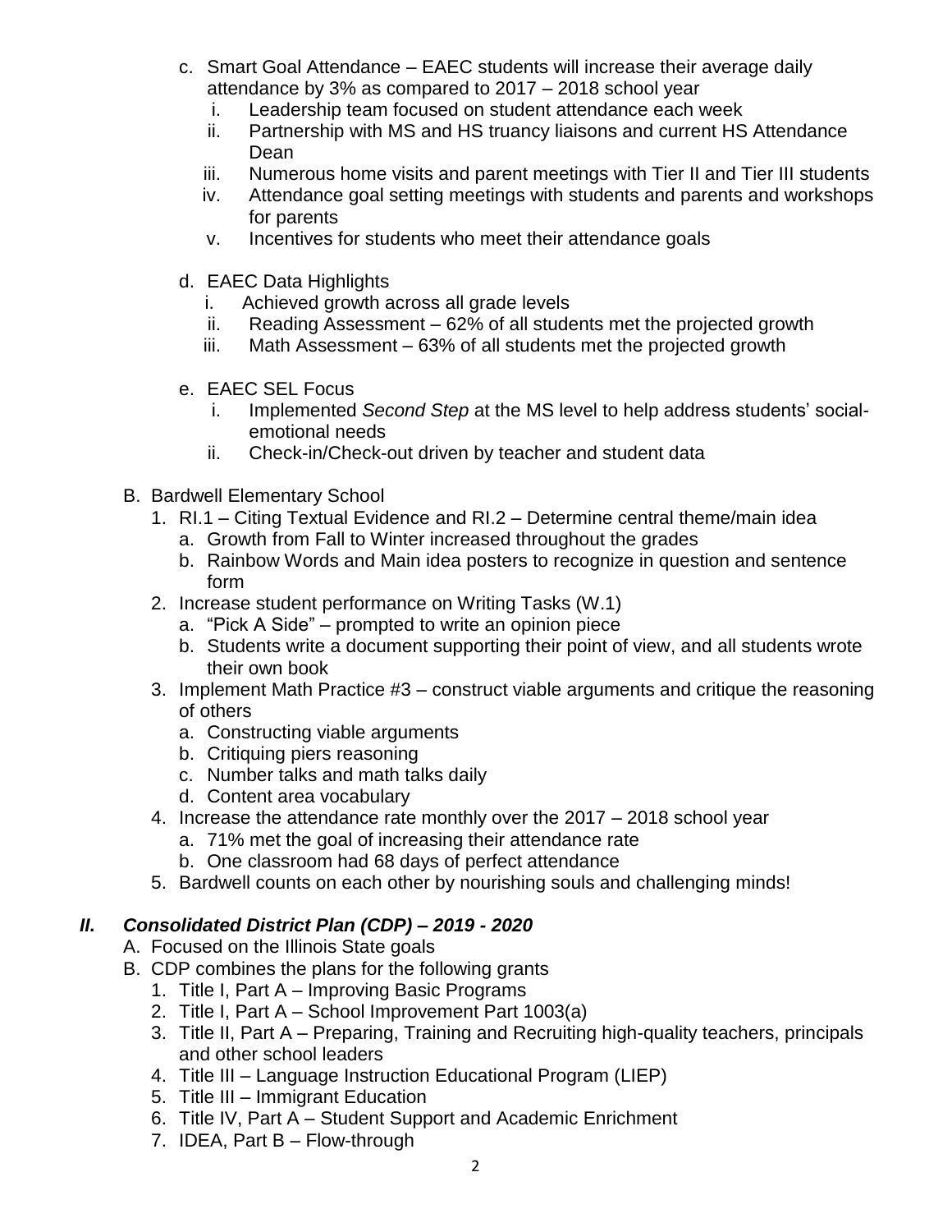c. Smart Goal Attendance – EAEC students will increase their average daily attendance by 3% as compared to 2017 – 2018 school year
   i. Leadership team focused on student attendance each week
   ii. Partnership with MS and HS truancy liaisons and current HS Attendance Dean
   iii. Numerous home visits and parent meetings with Tier II and Tier III students
   iv. Attendance goal setting meetings with students and parents and workshops for parents
   v. Incentives for students who meet their attendance goals

d. EAEC Data Highlights
   i. Achieved growth across all grade levels
   ii. Reading Assessment – 62% of all students met the projected growth
   iii. Math Assessment – 63% of all students met the projected growth

e. EAEC SEL Focus
   i. Implemented *Second Step* at the MS level to help address students' social-emotional needs
   ii. Check-in/Check-out driven by teacher and student data

B. Bardwell Elementary School
   1. RI.1 – Citing Textual Evidence and RI.2 – Determine central theme/main idea
      a. Growth from Fall to Winter increased throughout the grades
      b. Rainbow Words and Main idea posters to recognize in question and sentence form
   2. Increase student performance on Writing Tasks (W.1)
      a. "Pick A Side" – prompted to write an opinion piece
      b. Students write a document supporting their point of view, and all students wrote their own book
   3. Implement Math Practice #3 – construct viable arguments and critique the reasoning of others
      a. Constructing viable arguments
      b. Critiquing piers reasoning
      c. Number talks and math talks daily
      d. Content area vocabulary
   4. Increase the attendance rate monthly over the 2017 – 2018 school year
      a. 71% met the goal of increasing their attendance rate
      b. One classroom had 68 days of perfect attendance
   5. Bardwell counts on each other by nourishing souls and challenging minds!

## *II. Consolidated District Plan (CDP) – 2019 - 2020*

A. Focused on the Illinois State goals
B. CDP combines the plans for the following grants
   1. Title I, Part A – Improving Basic Programs
   2. Title I, Part A – School Improvement Part 1003(a)
   3. Title II, Part A – Preparing, Training and Recruiting high-quality teachers, principals and other school leaders
   4. Title III – Language Instruction Educational Program (LIEP)
   5. Title III – Immigrant Education
   6. Title IV, Part A – Student Support and Academic Enrichment
   7. IDEA, Part B – Flow-through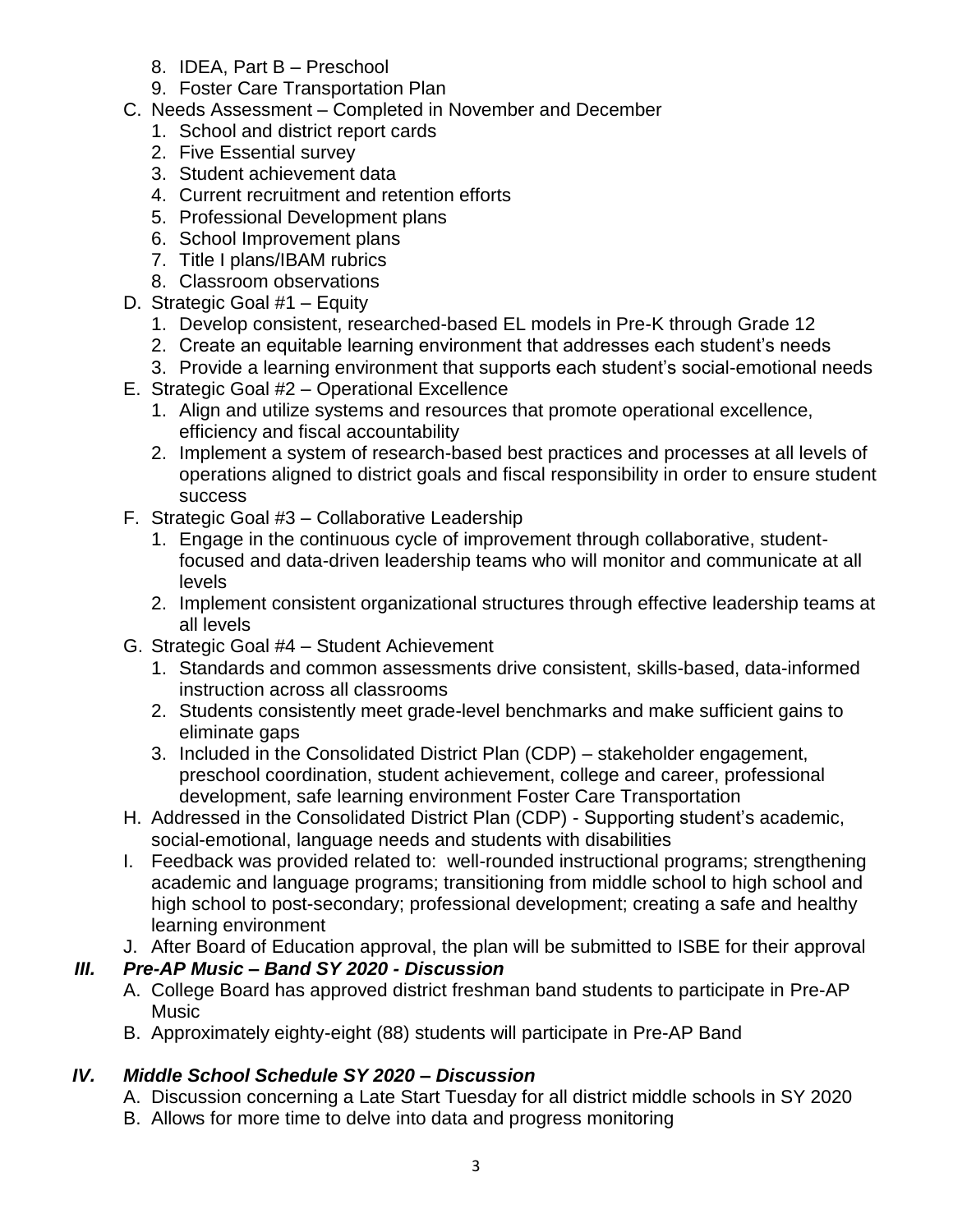8. IDEA, Part B – Preschool
9. Foster Care Transportation Plan

C. Needs Assessment – Completed in November and December
   1. School and district report cards
   2. Five Essential survey
   3. Student achievement data
   4. Current recruitment and retention efforts
   5. Professional Development plans
   6. School Improvement plans
   7. Title I plans/IBAM rubrics
   8. Classroom observations

D. Strategic Goal #1 – Equity
   1. Develop consistent, researched-based EL models in Pre-K through Grade 12
   2. Create an equitable learning environment that addresses each student's needs
   3. Provide a learning environment that supports each student's social-emotional needs

E. Strategic Goal #2 – Operational Excellence
   1. Align and utilize systems and resources that promote operational excellence, efficiency and fiscal accountability
   2. Implement a system of research-based best practices and processes at all levels of operations aligned to district goals and fiscal responsibility in order to ensure student success

F. Strategic Goal #3 – Collaborative Leadership
   1. Engage in the continuous cycle of improvement through collaborative, student-focused and data-driven leadership teams who will monitor and communicate at all levels
   2. Implement consistent organizational structures through effective leadership teams at all levels

G. Strategic Goal #4 – Student Achievement
   1. Standards and common assessments drive consistent, skills-based, data-informed instruction across all classrooms
   2. Students consistently meet grade-level benchmarks and make sufficient gains to eliminate gaps
   3. Included in the Consolidated District Plan (CDP) – stakeholder engagement, preschool coordination, student achievement, college and career, professional development, safe learning environment Foster Care Transportation

H. Addressed in the Consolidated District Plan (CDP) - Supporting student's academic, social-emotional, language needs and students with disabilities

I. Feedback was provided related to: well-rounded instructional programs; strengthening academic and language programs; transitioning from middle school to high school and high school to post-secondary; professional development; creating a safe and healthy learning environment

J. After Board of Education approval, the plan will be submitted to ISBE for their approval

### *III. Pre-AP Music – Band SY 2020 - Discussion*

A. College Board has approved district freshman band students to participate in Pre-AP Music

B. Approximately eighty-eight (88) students will participate in Pre-AP Band

### *IV. Middle School Schedule SY 2020 – Discussion*

A. Discussion concerning a Late Start Tuesday for all district middle schools in SY 2020

B. Allows for more time to delve into data and progress monitoring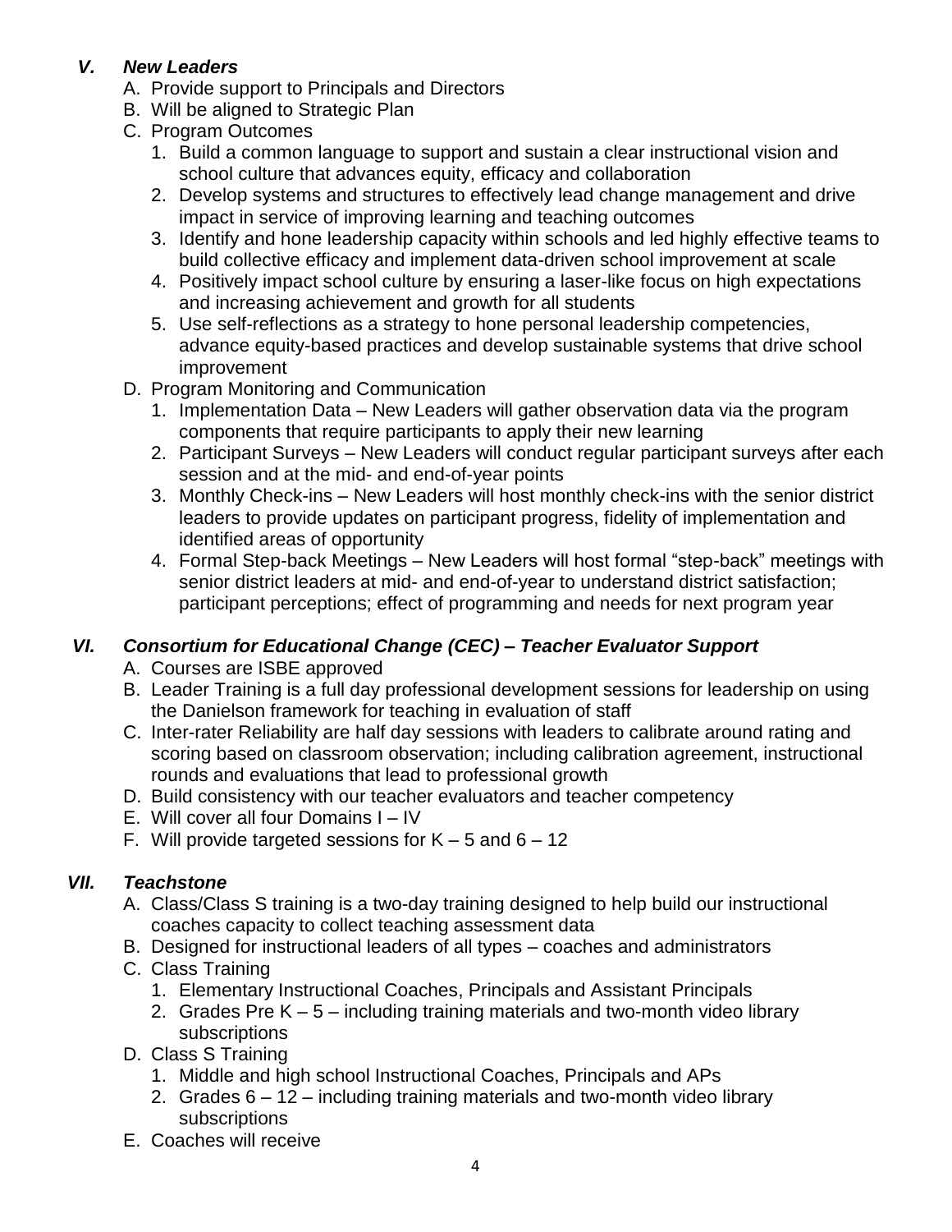### *V. New Leaders*

A. Provide support to Principals and Directors
B. Will be aligned to Strategic Plan
C. Program Outcomes
   1. Build a common language to support and sustain a clear instructional vision and school culture that advances equity, efficacy and collaboration
   2. Develop systems and structures to effectively lead change management and drive impact in service of improving learning and teaching outcomes
   3. Identify and hone leadership capacity within schools and led highly effective teams to build collective efficacy and implement data-driven school improvement at scale
   4. Positively impact school culture by ensuring a laser-like focus on high expectations and increasing achievement and growth for all students
   5. Use self-reflections as a strategy to hone personal leadership competencies, advance equity-based practices and develop sustainable systems that drive school improvement
D. Program Monitoring and Communication
   1. Implementation Data – New Leaders will gather observation data via the program components that require participants to apply their new learning
   2. Participant Surveys – New Leaders will conduct regular participant surveys after each session and at the mid- and end-of-year points
   3. Monthly Check-ins – New Leaders will host monthly check-ins with the senior district leaders to provide updates on participant progress, fidelity of implementation and identified areas of opportunity
   4. Formal Step-back Meetings – New Leaders will host formal "step-back" meetings with senior district leaders at mid- and end-of-year to understand district satisfaction; participant perceptions; effect of programming and needs for next program year

### *VI. Consortium for Educational Change (CEC) – Teacher Evaluator Support*

A. Courses are ISBE approved
B. Leader Training is a full day professional development sessions for leadership on using the Danielson framework for teaching in evaluation of staff
C. Inter-rater Reliability are half day sessions with leaders to calibrate around rating and scoring based on classroom observation; including calibration agreement, instructional rounds and evaluations that lead to professional growth
D. Build consistency with our teacher evaluators and teacher competency
E. Will cover all four Domains I – IV
F. Will provide targeted sessions for K – 5 and 6 – 12

### *VII. Teachstone*

A. Class/Class S training is a two-day training designed to help build our instructional coaches capacity to collect teaching assessment data
B. Designed for instructional leaders of all types – coaches and administrators
C. Class Training
   1. Elementary Instructional Coaches, Principals and Assistant Principals
   2. Grades Pre K – 5 – including training materials and two-month video library subscriptions
D. Class S Training
   1. Middle and high school Instructional Coaches, Principals and APs
   2. Grades 6 – 12 – including training materials and two-month video library subscriptions
E. Coaches will receive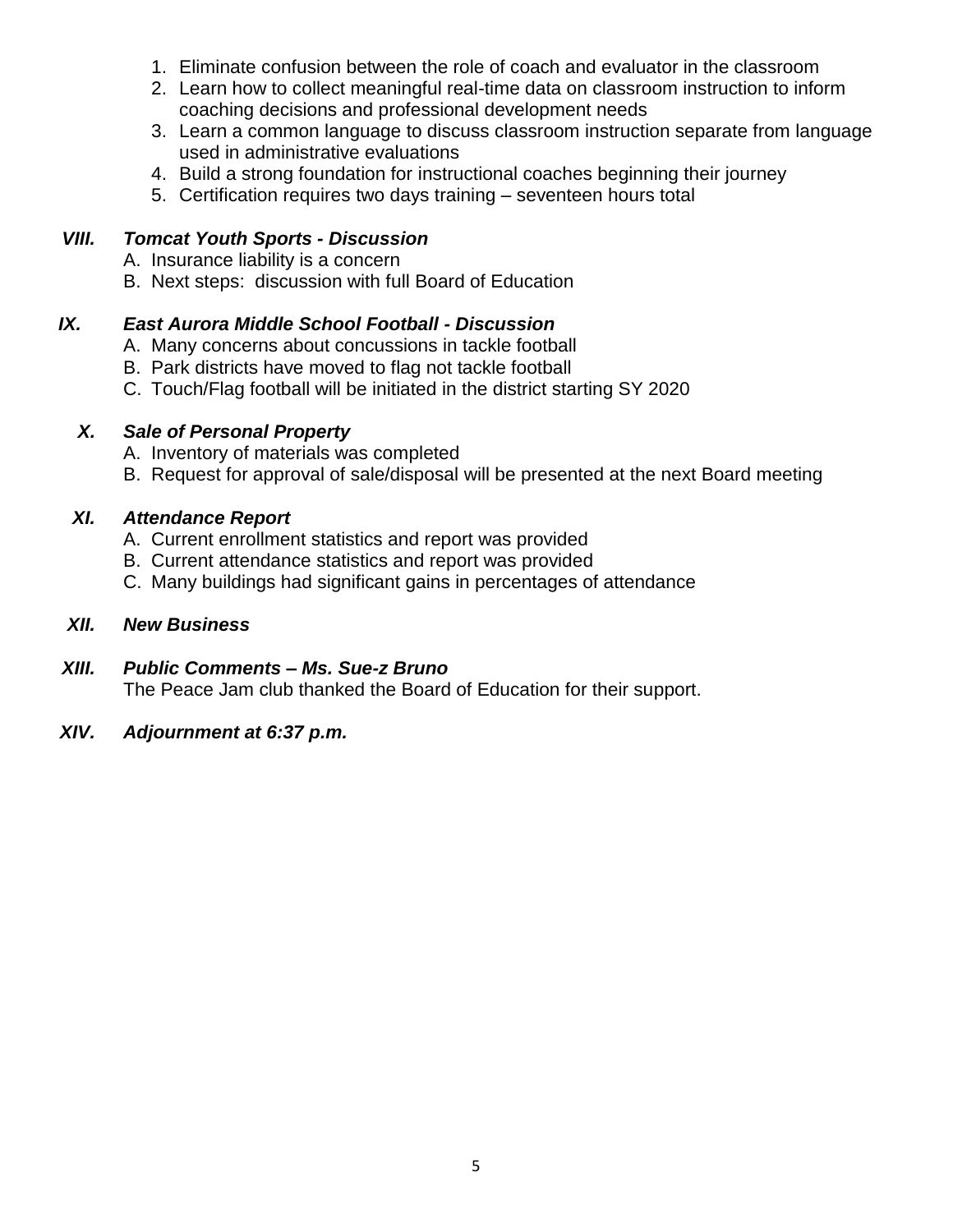1. Eliminate confusion between the role of coach and evaluator in the classroom
2. Learn how to collect meaningful real-time data on classroom instruction to inform coaching decisions and professional development needs
3. Learn a common language to discuss classroom instruction separate from language used in administrative evaluations
4. Build a strong foundation for instructional coaches beginning their journey
5. Certification requires two days training – seventeen hours total

### ***VIII. Tomcat Youth Sports - Discussion***

A. Insurance liability is a concern
B. Next steps: discussion with full Board of Education

### ***IX. East Aurora Middle School Football - Discussion***

A. Many concerns about concussions in tackle football
B. Park districts have moved to flag not tackle football
C. Touch/Flag football will be initiated in the district starting SY 2020

### ***X. Sale of Personal Property***

A. Inventory of materials was completed
B. Request for approval of sale/disposal will be presented at the next Board meeting

### ***XI. Attendance Report***

A. Current enrollment statistics and report was provided
B. Current attendance statistics and report was provided
C. Many buildings had significant gains in percentages of attendance

### ***XII. New Business***

### ***XIII. Public Comments – Ms. Sue-z Bruno***

The Peace Jam club thanked the Board of Education for their support.

### ***XIV. Adjournment at 6:37 p.m.***